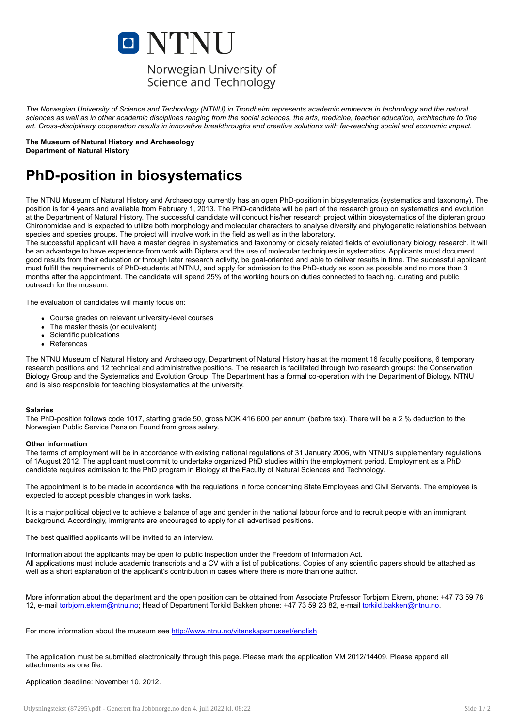NTNU

Norwegian University of Science and Technology

*The Norwegian University of Science and Technology (NTNU) in Trondheim represents academic eminence in technology and the natural sciences as well as in other academic disciplines ranging from the social sciences, the arts, medicine, teacher education, architecture to fine art. Cross-disciplinary cooperation results in innovative breakthroughs and creative solutions with far-reaching social and economic impact.*

**The Museum of Natural History and Archaeology**
**Department of Natural History**

# PhD-position in biosystematics

The NTNU Museum of Natural History and Archaeology currently has an open PhD-position in biosystematics (systematics and taxonomy). The position is for 4 years and available from February 1, 2013. The PhD-candidate will be part of the research group on systematics and evolution at the Department of Natural History. The successful candidate will conduct his/her research project within biosystematics of the dipteran group Chironomidae and is expected to utilize both morphology and molecular characters to analyse diversity and phylogenetic relationships between species and species groups. The project will involve work in the field as well as in the laboratory.
The successful applicant will have a master degree in systematics and taxonomy or closely related fields of evolutionary biology research. It will be an advantage to have experience from work with Diptera and the use of molecular techniques in systematics. Applicants must document good results from their education or through later research activity, be goal-oriented and able to deliver results in time. The successful applicant must fulfill the requirements of PhD-students at NTNU, and apply for admission to the PhD-study as soon as possible and no more than 3 months after the appointment. The candidate will spend 25% of the working hours on duties connected to teaching, curating and public outreach for the museum.

The evaluation of candidates will mainly focus on:

- Course grades on relevant university-level courses
- The master thesis (or equivalent)
- Scientific publications
- References

The NTNU Museum of Natural History and Archaeology, Department of Natural History has at the moment 16 faculty positions, 6 temporary research positions and 12 technical and administrative positions. The research is facilitated through two research groups: the Conservation Biology Group and the Systematics and Evolution Group. The Department has a formal co-operation with the Department of Biology, NTNU and is also responsible for teaching biosystematics at the university.

**Salaries**
The PhD-position follows code 1017, starting grade 50, gross NOK 416 600 per annum (before tax). There will be a 2 % deduction to the Norwegian Public Service Pension Found from gross salary.

**Other information**
The terms of employment will be in accordance with existing national regulations of 31 January 2006, with NTNU's supplementary regulations of 1August 2012. The applicant must commit to undertake organized PhD studies within the employment period. Employment as a PhD candidate requires admission to the PhD program in Biology at the Faculty of Natural Sciences and Technology.

The appointment is to be made in accordance with the regulations in force concerning State Employees and Civil Servants. The employee is expected to accept possible changes in work tasks.

It is a major political objective to achieve a balance of age and gender in the national labour force and to recruit people with an immigrant background. Accordingly, immigrants are encouraged to apply for all advertised positions.

The best qualified applicants will be invited to an interview.

Information about the applicants may be open to public inspection under the Freedom of Information Act.
All applications must include academic transcripts and a CV with a list of publications. Copies of any scientific papers should be attached as well as a short explanation of the applicant's contribution in cases where there is more than one author.

More information about the department and the open position can be obtained from Associate Professor Torbjørn Ekrem, phone: +47 73 59 78 12, e-mail torbjorn.ekrem@ntnu.no; Head of Department Torkild Bakken phone: +47 73 59 23 82, e-mail torkild.bakken@ntnu.no.

For more information about the museum see http://www.ntnu.no/vitenskapsmuseet/english

The application must be submitted electronically through this page. Please mark the application VM 2012/14409. Please append all attachments as one file.

Application deadline: November 10, 2012.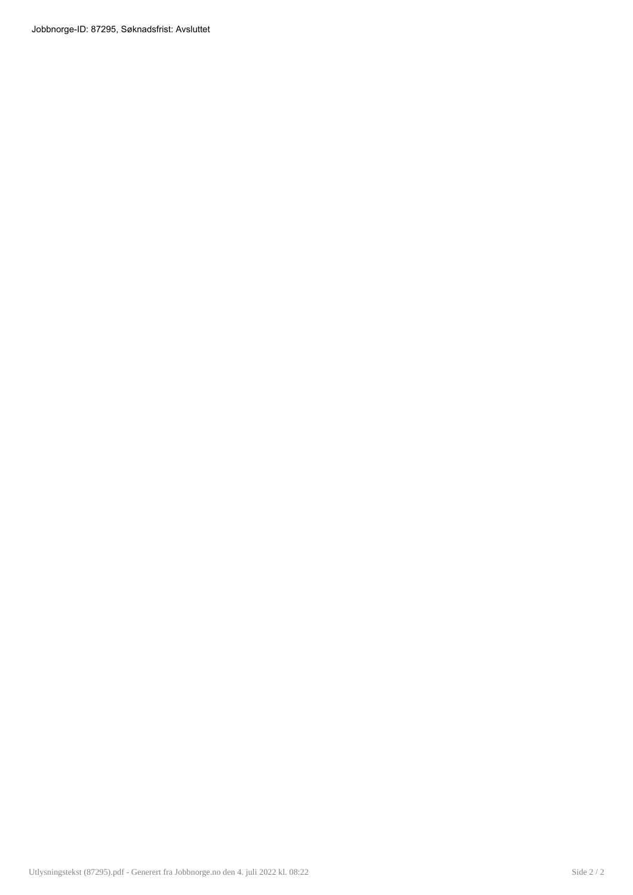Jobbnorge-ID: 87295, Søknadsfrist: Avsluttet